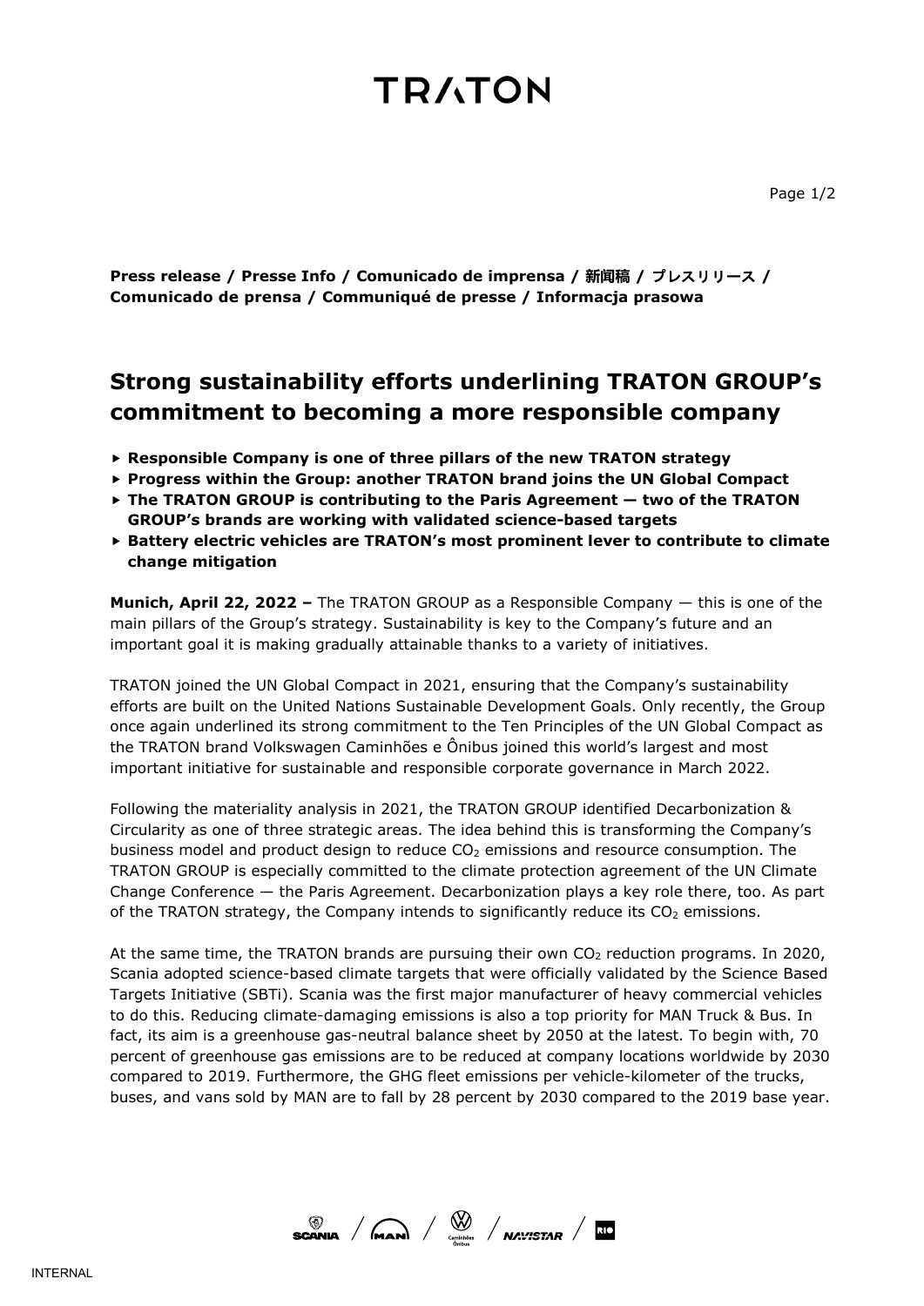# TRATON

**Press release / Presse Info / Comunicado de imprensa / 新闻稿 / プレスリリース / Comunicado de prensa / Communiqué de presse / Informacja prasowa**

## Strong sustainability efforts underlining TRATON GROUP's commitment to becoming a more responsible company

- **Responsible Company is one of three pillars of the new TRATON strategy**
- **Progress within the Group: another TRATON brand joins the UN Global Compact**
- **The TRATON GROUP is contributing to the Paris Agreement — two of the TRATON GROUP's brands are working with validated science-based targets**
- **Battery electric vehicles are TRATON's most prominent lever to contribute to climate change mitigation**

**Munich, April 22, 2022 –** The TRATON GROUP as a Responsible Company — this is one of the main pillars of the Group's strategy. Sustainability is key to the Company's future and an important goal it is making gradually attainable thanks to a variety of initiatives.

TRATON joined the UN Global Compact in 2021, ensuring that the Company's sustainability efforts are built on the United Nations Sustainable Development Goals. Only recently, the Group once again underlined its strong commitment to the Ten Principles of the UN Global Compact as the TRATON brand Volkswagen Caminhões e Ônibus joined this world's largest and most important initiative for sustainable and responsible corporate governance in March 2022.

Following the materiality analysis in 2021, the TRATON GROUP identified Decarbonization & Circularity as one of three strategic areas. The idea behind this is transforming the Company's business model and product design to reduce $CO_2$ emissions and resource consumption. The TRATON GROUP is especially committed to the climate protection agreement of the UN Climate Change Conference — the Paris Agreement. Decarbonization plays a key role there, too. As part of the TRATON strategy, the Company intends to significantly reduce its $CO_2$ emissions.

At the same time, the TRATON brands are pursuing their own $CO_2$ reduction programs. In 2020, Scania adopted science-based climate targets that were officially validated by the Science Based Targets Initiative (SBTi). Scania was the first major manufacturer of heavy commercial vehicles to do this. Reducing climate-damaging emissions is also a top priority for MAN Truck & Bus. In fact, its aim is a greenhouse gas-neutral balance sheet by 2050 at the latest. To begin with, 70 percent of greenhouse gas emissions are to be reduced at company locations worldwide by 2030 compared to 2019. Furthermore, the GHG fleet emissions per vehicle-kilometer of the trucks, buses, and vans sold by MAN are to fall by 28 percent by 2030 compared to the 2019 base year.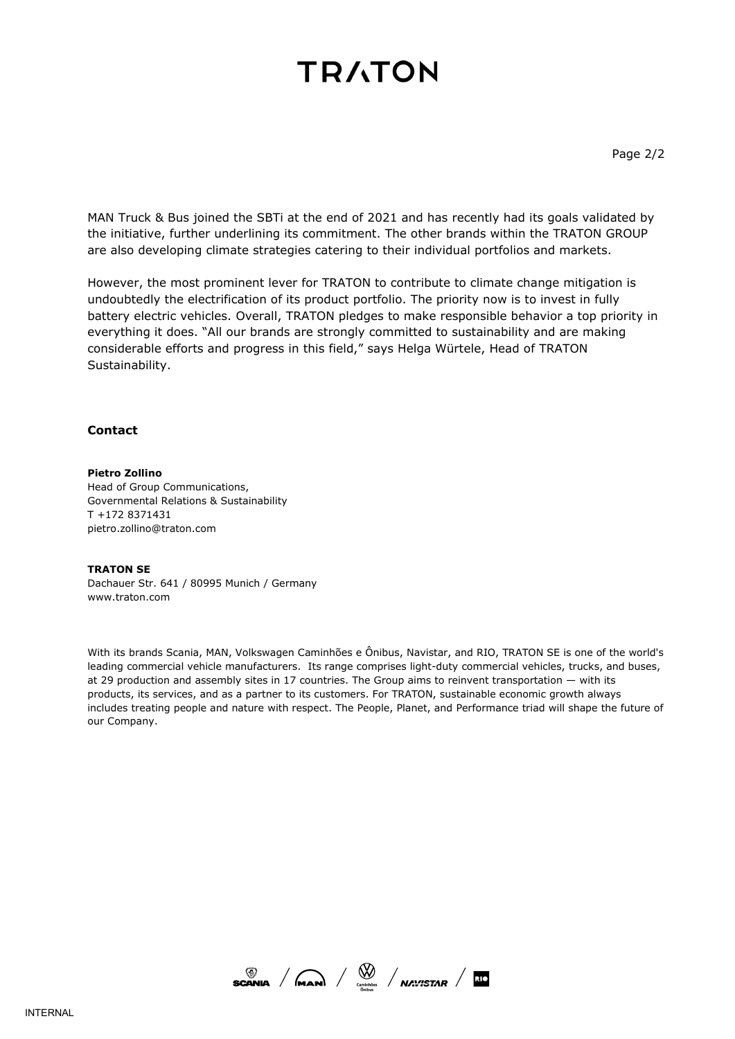MAN Truck & Bus joined the SBTi at the end of 2021 and has recently had its goals validated by the initiative, further underlining its commitment. The other brands within the TRATON GROUP are also developing climate strategies catering to their individual portfolios and markets.

However, the most prominent lever for TRATON to contribute to climate change mitigation is undoubtedly the electrification of its product portfolio. The priority now is to invest in fully battery electric vehicles. Overall, TRATON pledges to make responsible behavior a top priority in everything it does. "All our brands are strongly committed to sustainability and are making considerable efforts and progress in this field," says Helga Würtele, Head of TRATON Sustainability.

## Contact

**Pietro Zollino**
Head of Group Communications,
Governmental Relations & Sustainability
T +172 8371431
pietro.zollino@traton.com

**TRATON SE**
Dachauer Str. 641 / 80995 Munich / Germany
www.traton.com

With its brands Scania, MAN, Volkswagen Caminhões e Ônibus, Navistar, and RIO, TRATON SE is one of the world's leading commercial vehicle manufacturers. Its range comprises light-duty commercial vehicles, trucks, and buses, at 29 production and assembly sites in 17 countries. The Group aims to reinvent transportation — with its products, its services, and as a partner to its customers. For TRATON, sustainable economic growth always includes treating people and nature with respect. The People, Planet, and Performance triad will shape the future of our Company.